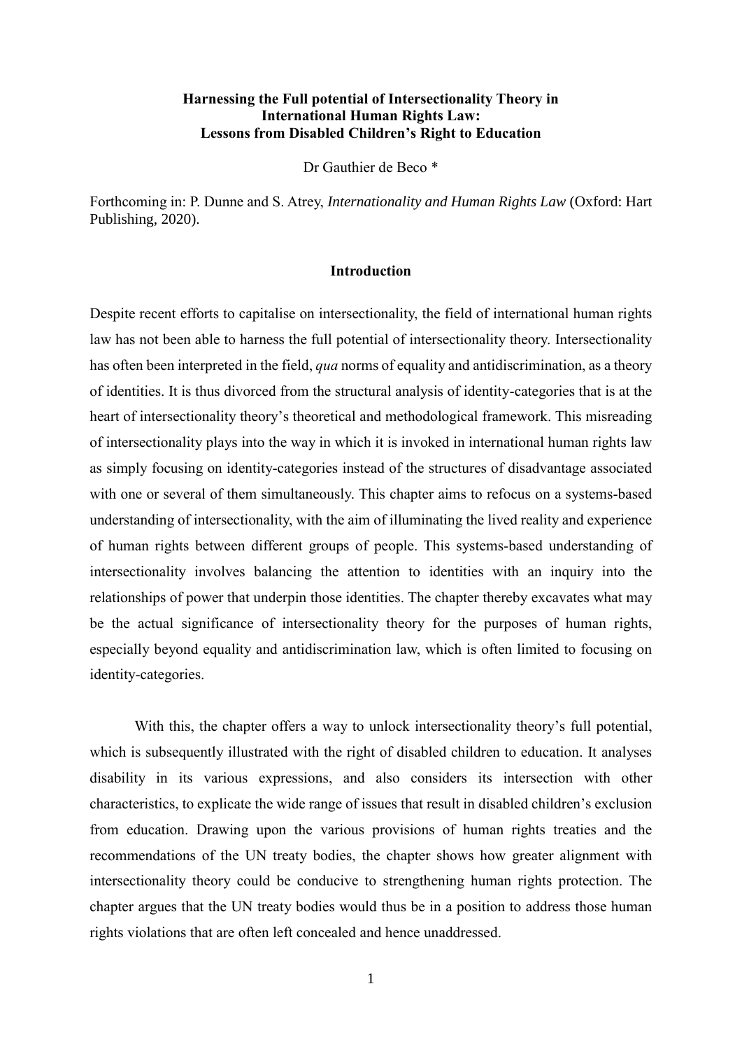**Harnessing the Full potential of Intersectionality Theory in International Human Rights Law: Lessons from Disabled Children's Right to Education**

Dr Gauthier de Beco *

Forthcoming in: P. Dunne and S. Atrey, *Internationality and Human Rights Law* (Oxford: Hart Publishing, 2020).

## Introduction

Despite recent efforts to capitalise on intersectionality, the field of international human rights law has not been able to harness the full potential of intersectionality theory. Intersectionality has often been interpreted in the field, *qua* norms of equality and antidiscrimination, as a theory of identities. It is thus divorced from the structural analysis of identity-categories that is at the heart of intersectionality theory's theoretical and methodological framework. This misreading of intersectionality plays into the way in which it is invoked in international human rights law as simply focusing on identity-categories instead of the structures of disadvantage associated with one or several of them simultaneously. This chapter aims to refocus on a systems-based understanding of intersectionality, with the aim of illuminating the lived reality and experience of human rights between different groups of people. This systems-based understanding of intersectionality involves balancing the attention to identities with an inquiry into the relationships of power that underpin those identities. The chapter thereby excavates what may be the actual significance of intersectionality theory for the purposes of human rights, especially beyond equality and antidiscrimination law, which is often limited to focusing on identity-categories.

With this, the chapter offers a way to unlock intersectionality theory's full potential, which is subsequently illustrated with the right of disabled children to education. It analyses disability in its various expressions, and also considers its intersection with other characteristics, to explicate the wide range of issues that result in disabled children's exclusion from education. Drawing upon the various provisions of human rights treaties and the recommendations of the UN treaty bodies, the chapter shows how greater alignment with intersectionality theory could be conducive to strengthening human rights protection. The chapter argues that the UN treaty bodies would thus be in a position to address those human rights violations that are often left concealed and hence unaddressed.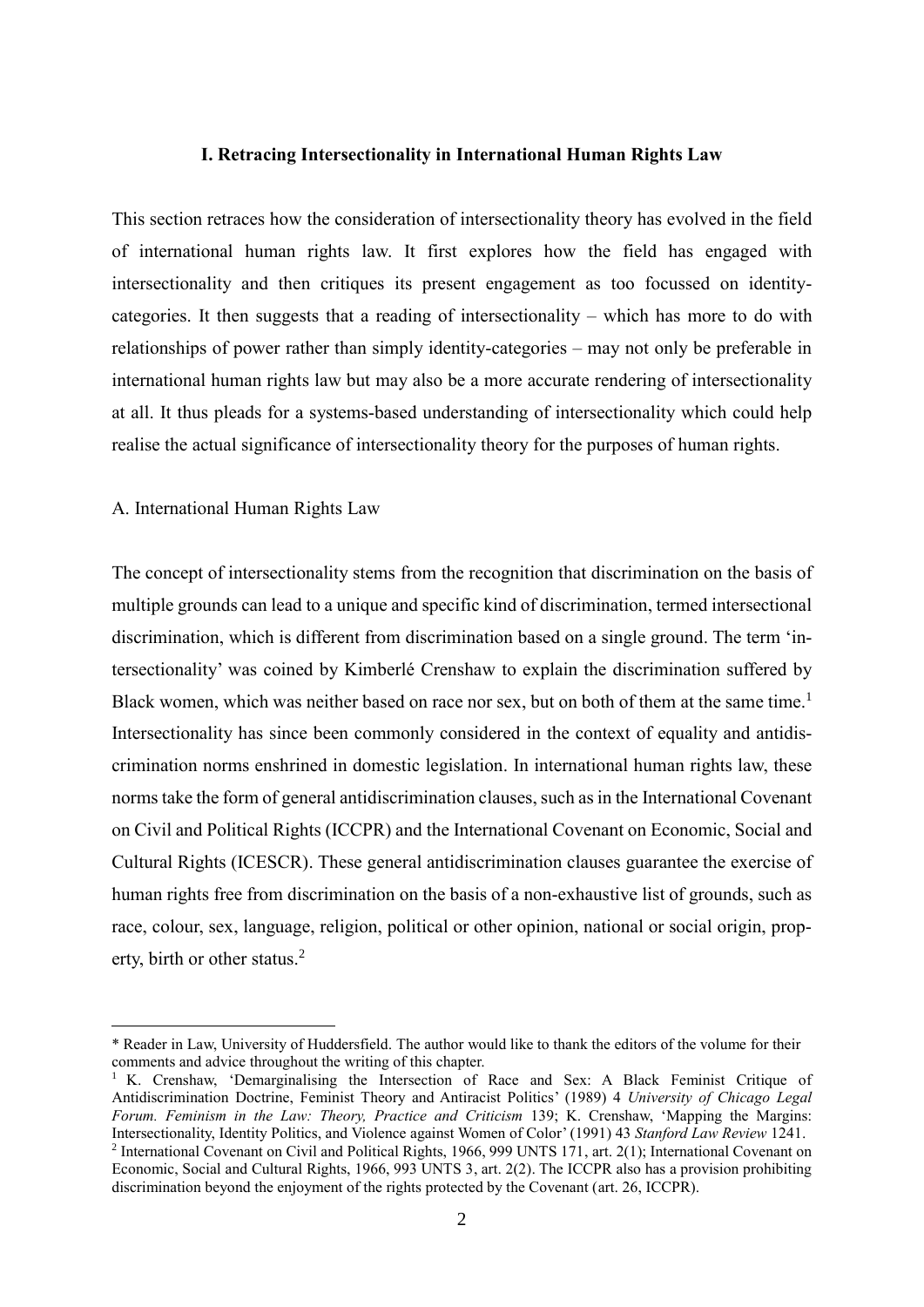## I. Retracing Intersectionality in International Human Rights Law

This section retraces how the consideration of intersectionality theory has evolved in the field of international human rights law. It first explores how the field has engaged with intersectionality and then critiques its present engagement as too focussed on identity-categories. It then suggests that a reading of intersectionality – which has more to do with relationships of power rather than simply identity-categories – may not only be preferable in international human rights law but may also be a more accurate rendering of intersectionality at all. It thus pleads for a systems-based understanding of intersectionality which could help realise the actual significance of intersectionality theory for the purposes of human rights.

### A. International Human Rights Law

The concept of intersectionality stems from the recognition that discrimination on the basis of multiple grounds can lead to a unique and specific kind of discrimination, termed intersectional discrimination, which is different from discrimination based on a single ground. The term 'intersectionality' was coined by Kimberlé Crenshaw to explain the discrimination suffered by Black women, which was neither based on race nor sex, but on both of them at the same time.[1] Intersectionality has since been commonly considered in the context of equality and antidiscrimination norms enshrined in domestic legislation. In international human rights law, these norms take the form of general antidiscrimination clauses, such as in the International Covenant on Civil and Political Rights (ICCPR) and the International Covenant on Economic, Social and Cultural Rights (ICESCR). These general antidiscrimination clauses guarantee the exercise of human rights free from discrimination on the basis of a non-exhaustive list of grounds, such as race, colour, sex, language, religion, political or other opinion, national or social origin, property, birth or other status.[2]

---

* Reader in Law, University of Huddersfield. The author would like to thank the editors of the volume for their comments and advice throughout the writing of this chapter.

[1] K. Crenshaw, 'Demarginalising the Intersection of Race and Sex: A Black Feminist Critique of Antidiscrimination Doctrine, Feminist Theory and Antiracist Politics' (1989) 4 *University of Chicago Legal Forum. Feminism in the Law: Theory, Practice and Criticism* 139; K. Crenshaw, 'Mapping the Margins: Intersectionality, Identity Politics, and Violence against Women of Color' (1991) 43 *Stanford Law Review* 1241.

[2] International Covenant on Civil and Political Rights, 1966, 999 UNTS 171, art. 2(1); International Covenant on Economic, Social and Cultural Rights, 1966, 993 UNTS 3, art. 2(2). The ICCPR also has a provision prohibiting discrimination beyond the enjoyment of the rights protected by the Covenant (art. 26, ICCPR).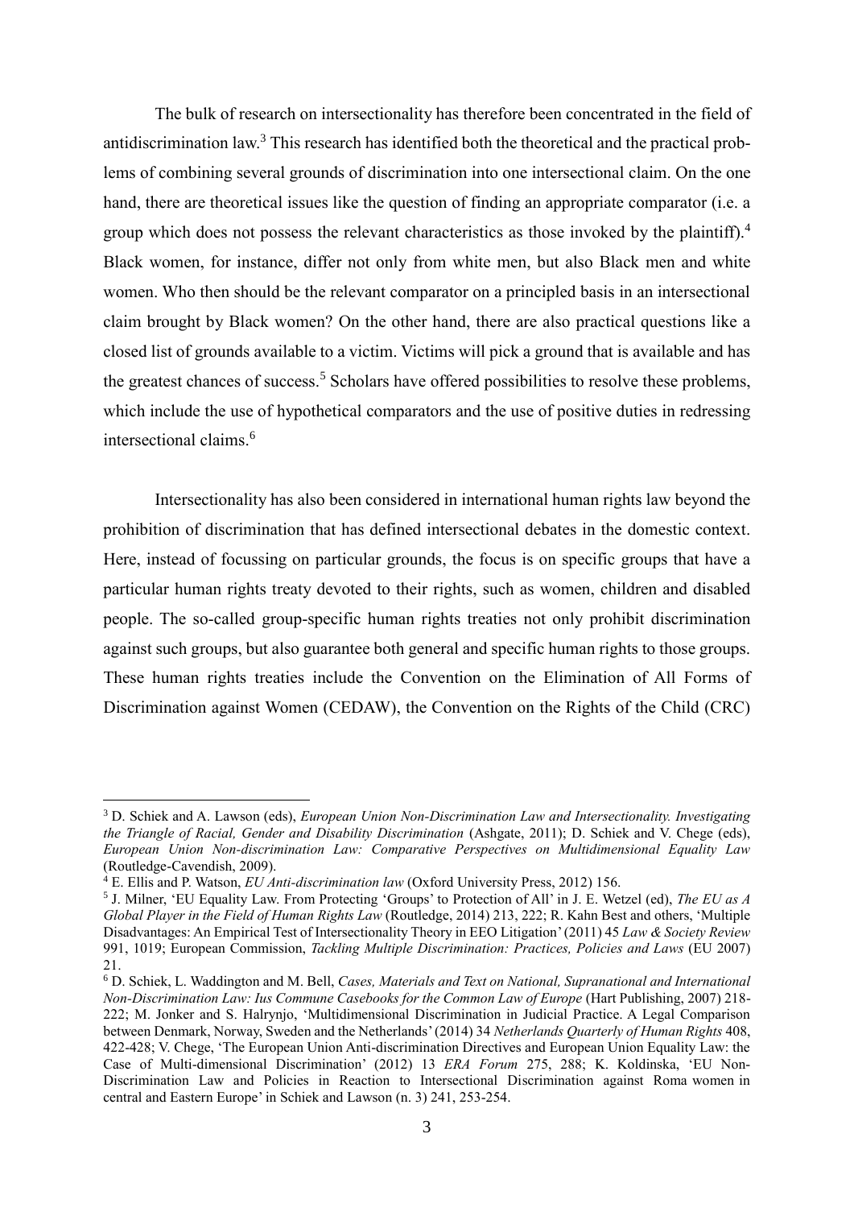The bulk of research on intersectionality has therefore been concentrated in the field of antidiscrimination law.[3] This research has identified both the theoretical and the practical problems of combining several grounds of discrimination into one intersectional claim. On the one hand, there are theoretical issues like the question of finding an appropriate comparator (i.e. a group which does not possess the relevant characteristics as those invoked by the plaintiff).[4] Black women, for instance, differ not only from white men, but also Black men and white women. Who then should be the relevant comparator on a principled basis in an intersectional claim brought by Black women? On the other hand, there are also practical questions like a closed list of grounds available to a victim. Victims will pick a ground that is available and has the greatest chances of success.[5] Scholars have offered possibilities to resolve these problems, which include the use of hypothetical comparators and the use of positive duties in redressing intersectional claims.[6]

Intersectionality has also been considered in international human rights law beyond the prohibition of discrimination that has defined intersectional debates in the domestic context. Here, instead of focussing on particular grounds, the focus is on specific groups that have a particular human rights treaty devoted to their rights, such as women, children and disabled people. The so-called group-specific human rights treaties not only prohibit discrimination against such groups, but also guarantee both general and specific human rights to those groups. These human rights treaties include the Convention on the Elimination of All Forms of Discrimination against Women (CEDAW), the Convention on the Rights of the Child (CRC)

---

[3] D. Schiek and A. Lawson (eds), *European Union Non-Discrimination Law and Intersectionality. Investigating the Triangle of Racial, Gender and Disability Discrimination* (Ashgate, 2011); D. Schiek and V. Chege (eds), *European Union Non-discrimination Law: Comparative Perspectives on Multidimensional Equality Law* (Routledge-Cavendish, 2009).

[4] E. Ellis and P. Watson, *EU Anti-discrimination law* (Oxford University Press, 2012) 156.

[5] J. Milner, 'EU Equality Law. From Protecting 'Groups' to Protection of All' in J. E. Wetzel (ed), *The EU as A Global Player in the Field of Human Rights Law* (Routledge, 2014) 213, 222; R. Kahn Best and others, 'Multiple Disadvantages: An Empirical Test of Intersectionality Theory in EEO Litigation' (2011) 45 *Law & Society Review* 991, 1019; European Commission, *Tackling Multiple Discrimination: Practices, Policies and Laws* (EU 2007) 21.

[6] D. Schiek, L. Waddington and M. Bell, *Cases, Materials and Text on National, Supranational and International Non-Discrimination Law: Ius Commune Casebooks for the Common Law of Europe* (Hart Publishing, 2007) 218-222; M. Jonker and S. Halrynjo, 'Multidimensional Discrimination in Judicial Practice. A Legal Comparison between Denmark, Norway, Sweden and the Netherlands' (2014) 34 *Netherlands Quarterly of Human Rights* 408, 422-428; V. Chege, 'The European Union Anti-discrimination Directives and European Union Equality Law: the Case of Multi-dimensional Discrimination' (2012) 13 *ERA Forum* 275, 288; K. Koldinska, 'EU Non-Discrimination Law and Policies in Reaction to Intersectional Discrimination against Roma women in central and Eastern Europe' in Schiek and Lawson (n. 3) 241, 253-254.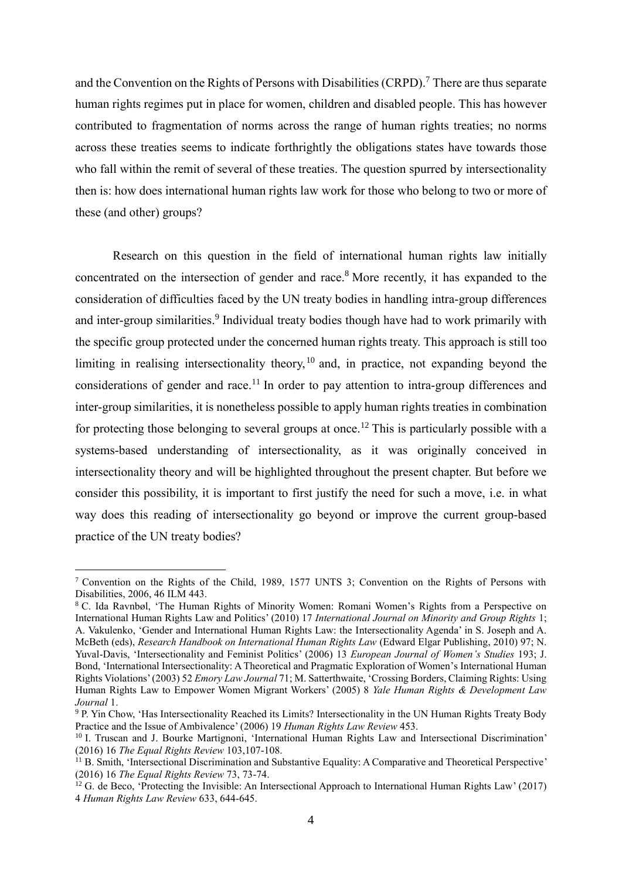and the Convention on the Rights of Persons with Disabilities (CRPD).[7] There are thus separate human rights regimes put in place for women, children and disabled people. This has however contributed to fragmentation of norms across the range of human rights treaties; no norms across these treaties seems to indicate forthrightly the obligations states have towards those who fall within the remit of several of these treaties. The question spurred by intersectionality then is: how does international human rights law work for those who belong to two or more of these (and other) groups?

Research on this question in the field of international human rights law initially concentrated on the intersection of gender and race.[8] More recently, it has expanded to the consideration of difficulties faced by the UN treaty bodies in handling intra-group differences and inter-group similarities.[9] Individual treaty bodies though have had to work primarily with the specific group protected under the concerned human rights treaty. This approach is still too limiting in realising intersectionality theory,[10] and, in practice, not expanding beyond the considerations of gender and race.[11] In order to pay attention to intra-group differences and inter-group similarities, it is nonetheless possible to apply human rights treaties in combination for protecting those belonging to several groups at once.[12] This is particularly possible with a systems-based understanding of intersectionality, as it was originally conceived in intersectionality theory and will be highlighted throughout the present chapter. But before we consider this possibility, it is important to first justify the need for such a move, i.e. in what way does this reading of intersectionality go beyond or improve the current group-based practice of the UN treaty bodies?

---

[7] Convention on the Rights of the Child, 1989, 1577 UNTS 3; Convention on the Rights of Persons with Disabilities, 2006, 46 ILM 443.

[8] C. Ida Ravnbøl, 'The Human Rights of Minority Women: Romani Women's Rights from a Perspective on International Human Rights Law and Politics' (2010) 17 *International Journal on Minority and Group Rights* 1; A. Vakulenko, 'Gender and International Human Rights Law: the Intersectionality Agenda' in S. Joseph and A. McBeth (eds), *Research Handbook on International Human Rights Law* (Edward Elgar Publishing, 2010) 97; N. Yuval-Davis, 'Intersectionality and Feminist Politics' (2006) 13 *European Journal of Women's Studies* 193; J. Bond, 'International Intersectionality: A Theoretical and Pragmatic Exploration of Women's International Human Rights Violations' (2003) 52 *Emory Law Journal* 71; M. Satterthwaite, 'Crossing Borders, Claiming Rights: Using Human Rights Law to Empower Women Migrant Workers' (2005) 8 *Yale Human Rights & Development Law Journal* 1.

[9] P. Yin Chow, 'Has Intersectionality Reached its Limits? Intersectionality in the UN Human Rights Treaty Body Practice and the Issue of Ambivalence' (2006) 19 *Human Rights Law Review* 453.

[10] I. Truscan and J. Bourke Martignoni, 'International Human Rights Law and Intersectional Discrimination' (2016) 16 *The Equal Rights Review* 103,107-108.

[11] B. Smith, 'Intersectional Discrimination and Substantive Equality: A Comparative and Theoretical Perspective' (2016) 16 *The Equal Rights Review* 73, 73-74.

[12] G. de Beco, 'Protecting the Invisible: An Intersectional Approach to International Human Rights Law' (2017) 4 *Human Rights Law Review* 633, 644-645.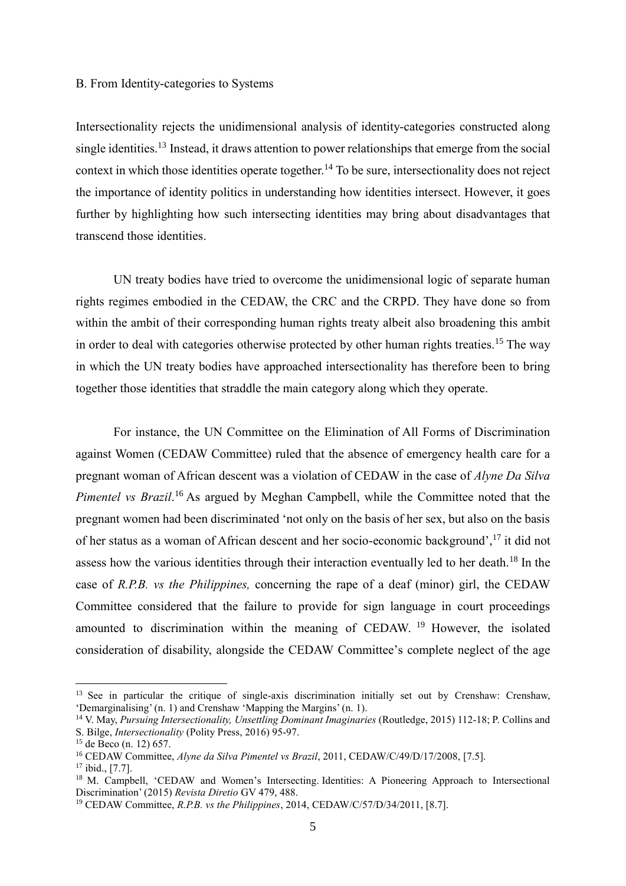B. From Identity-categories to Systems

Intersectionality rejects the unidimensional analysis of identity-categories constructed along single identities.[13] Instead, it draws attention to power relationships that emerge from the social context in which those identities operate together.[14] To be sure, intersectionality does not reject the importance of identity politics in understanding how identities intersect. However, it goes further by highlighting how such intersecting identities may bring about disadvantages that transcend those identities.

UN treaty bodies have tried to overcome the unidimensional logic of separate human rights regimes embodied in the CEDAW, the CRC and the CRPD. They have done so from within the ambit of their corresponding human rights treaty albeit also broadening this ambit in order to deal with categories otherwise protected by other human rights treaties.[15] The way in which the UN treaty bodies have approached intersectionality has therefore been to bring together those identities that straddle the main category along which they operate.

For instance, the UN Committee on the Elimination of All Forms of Discrimination against Women (CEDAW Committee) ruled that the absence of emergency health care for a pregnant woman of African descent was a violation of CEDAW in the case of *Alyne Da Silva Pimentel vs Brazil*.[16] As argued by Meghan Campbell, while the Committee noted that the pregnant women had been discriminated 'not only on the basis of her sex, but also on the basis of her status as a woman of African descent and her socio-economic background',[17] it did not assess how the various identities through their interaction eventually led to her death.[18] In the case of *R.P.B. vs the Philippines,* concerning the rape of a deaf (minor) girl, the CEDAW Committee considered that the failure to provide for sign language in court proceedings amounted to discrimination within the meaning of CEDAW. [19] However, the isolated consideration of disability, alongside the CEDAW Committee's complete neglect of the age

[13] See in particular the critique of single-axis discrimination initially set out by Crenshaw: Crenshaw, 'Demarginalising' (n. 1) and Crenshaw 'Mapping the Margins' (n. 1).

[14] V. May, *Pursuing Intersectionality, Unsettling Dominant Imaginaries* (Routledge, 2015) 112-18; P. Collins and S. Bilge, *Intersectionality* (Polity Press, 2016) 95-97.

[15] de Beco (n. 12) 657.

[16] CEDAW Committee, *Alyne da Silva Pimentel vs Brazil*, 2011, CEDAW/C/49/D/17/2008, [7.5].

[17] ibid., [7.7].

[18] M. Campbell, 'CEDAW and Women's Intersecting. Identities: A Pioneering Approach to Intersectional Discrimination' (2015) *Revista Diretio* GV 479, 488.

[19] CEDAW Committee, *R.P.B. vs the Philippines*, 2014, CEDAW/C/57/D/34/2011, [8.7].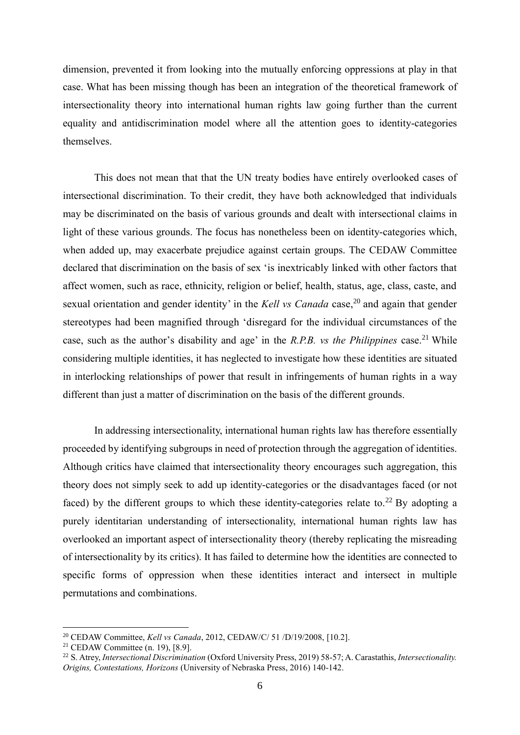dimension, prevented it from looking into the mutually enforcing oppressions at play in that case. What has been missing though has been an integration of the theoretical framework of intersectionality theory into international human rights law going further than the current equality and antidiscrimination model where all the attention goes to identity-categories themselves.

This does not mean that that the UN treaty bodies have entirely overlooked cases of intersectional discrimination. To their credit, they have both acknowledged that individuals may be discriminated on the basis of various grounds and dealt with intersectional claims in light of these various grounds. The focus has nonetheless been on identity-categories which, when added up, may exacerbate prejudice against certain groups. The CEDAW Committee declared that discrimination on the basis of sex 'is inextricably linked with other factors that affect women, such as race, ethnicity, religion or belief, health, status, age, class, caste, and sexual orientation and gender identity' in the *Kell vs Canada* case,[20] and again that gender stereotypes had been magnified through 'disregard for the individual circumstances of the case, such as the author's disability and age' in the *R.P.B. vs the Philippines* case.[21] While considering multiple identities, it has neglected to investigate how these identities are situated in interlocking relationships of power that result in infringements of human rights in a way different than just a matter of discrimination on the basis of the different grounds.

In addressing intersectionality, international human rights law has therefore essentially proceeded by identifying subgroups in need of protection through the aggregation of identities. Although critics have claimed that intersectionality theory encourages such aggregation, this theory does not simply seek to add up identity-categories or the disadvantages faced (or not faced) by the different groups to which these identity-categories relate to.[22] By adopting a purely identitarian understanding of intersectionality, international human rights law has overlooked an important aspect of intersectionality theory (thereby replicating the misreading of intersectionality by its critics). It has failed to determine how the identities are connected to specific forms of oppression when these identities interact and intersect in multiple permutations and combinations.

---

[20] CEDAW Committee, *Kell vs Canada*, 2012, CEDAW/C/ 51 /D/19/2008, [10.2].

[21] CEDAW Committee (n. 19), [8.9].

[22] S. Atrey, *Intersectional Discrimination* (Oxford University Press, 2019) 58-57; A. Carastathis, *Intersectionality. Origins, Contestations, Horizons* (University of Nebraska Press, 2016) 140-142.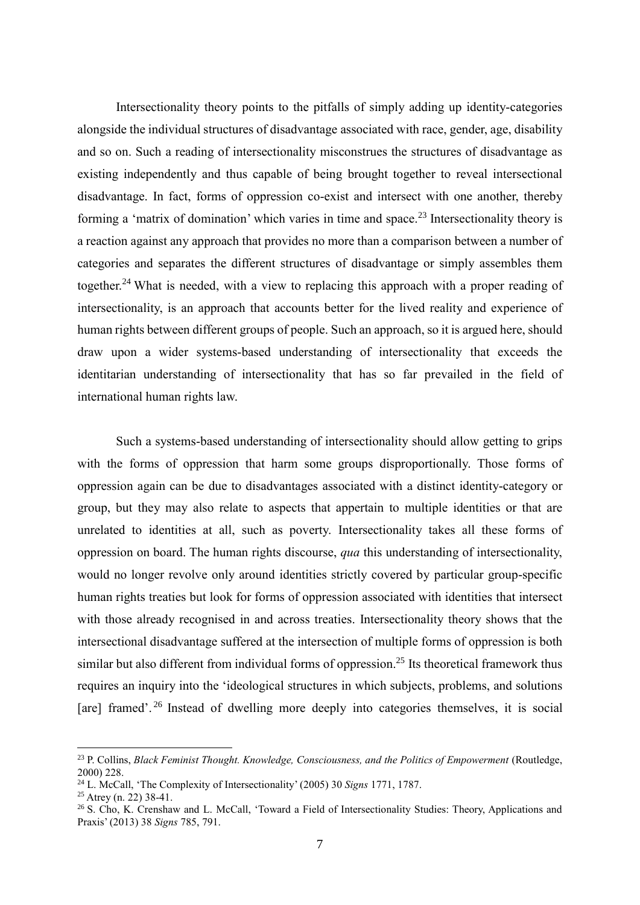Intersectionality theory points to the pitfalls of simply adding up identity-categories alongside the individual structures of disadvantage associated with race, gender, age, disability and so on. Such a reading of intersectionality misconstrues the structures of disadvantage as existing independently and thus capable of being brought together to reveal intersectional disadvantage. In fact, forms of oppression co-exist and intersect with one another, thereby forming a 'matrix of domination' which varies in time and space.[23] Intersectionality theory is a reaction against any approach that provides no more than a comparison between a number of categories and separates the different structures of disadvantage or simply assembles them together.[24] What is needed, with a view to replacing this approach with a proper reading of intersectionality, is an approach that accounts better for the lived reality and experience of human rights between different groups of people. Such an approach, so it is argued here, should draw upon a wider systems-based understanding of intersectionality that exceeds the identitarian understanding of intersectionality that has so far prevailed in the field of international human rights law.

Such a systems-based understanding of intersectionality should allow getting to grips with the forms of oppression that harm some groups disproportionally. Those forms of oppression again can be due to disadvantages associated with a distinct identity-category or group, but they may also relate to aspects that appertain to multiple identities or that are unrelated to identities at all, such as poverty. Intersectionality takes all these forms of oppression on board. The human rights discourse, *qua* this understanding of intersectionality, would no longer revolve only around identities strictly covered by particular group-specific human rights treaties but look for forms of oppression associated with identities that intersect with those already recognised in and across treaties. Intersectionality theory shows that the intersectional disadvantage suffered at the intersection of multiple forms of oppression is both similar but also different from individual forms of oppression.[25] Its theoretical framework thus requires an inquiry into the 'ideological structures in which subjects, problems, and solutions [are] framed'.[26] Instead of dwelling more deeply into categories themselves, it is social

---

[23] P. Collins, *Black Feminist Thought. Knowledge, Consciousness, and the Politics of Empowerment* (Routledge, 2000) 228.

[24] L. McCall, 'The Complexity of Intersectionality' (2005) 30 *Signs* 1771, 1787.

[25] Atrey (n. 22) 38-41.

[26] S. Cho, K. Crenshaw and L. McCall, 'Toward a Field of Intersectionality Studies: Theory, Applications and Praxis' (2013) 38 *Signs* 785, 791.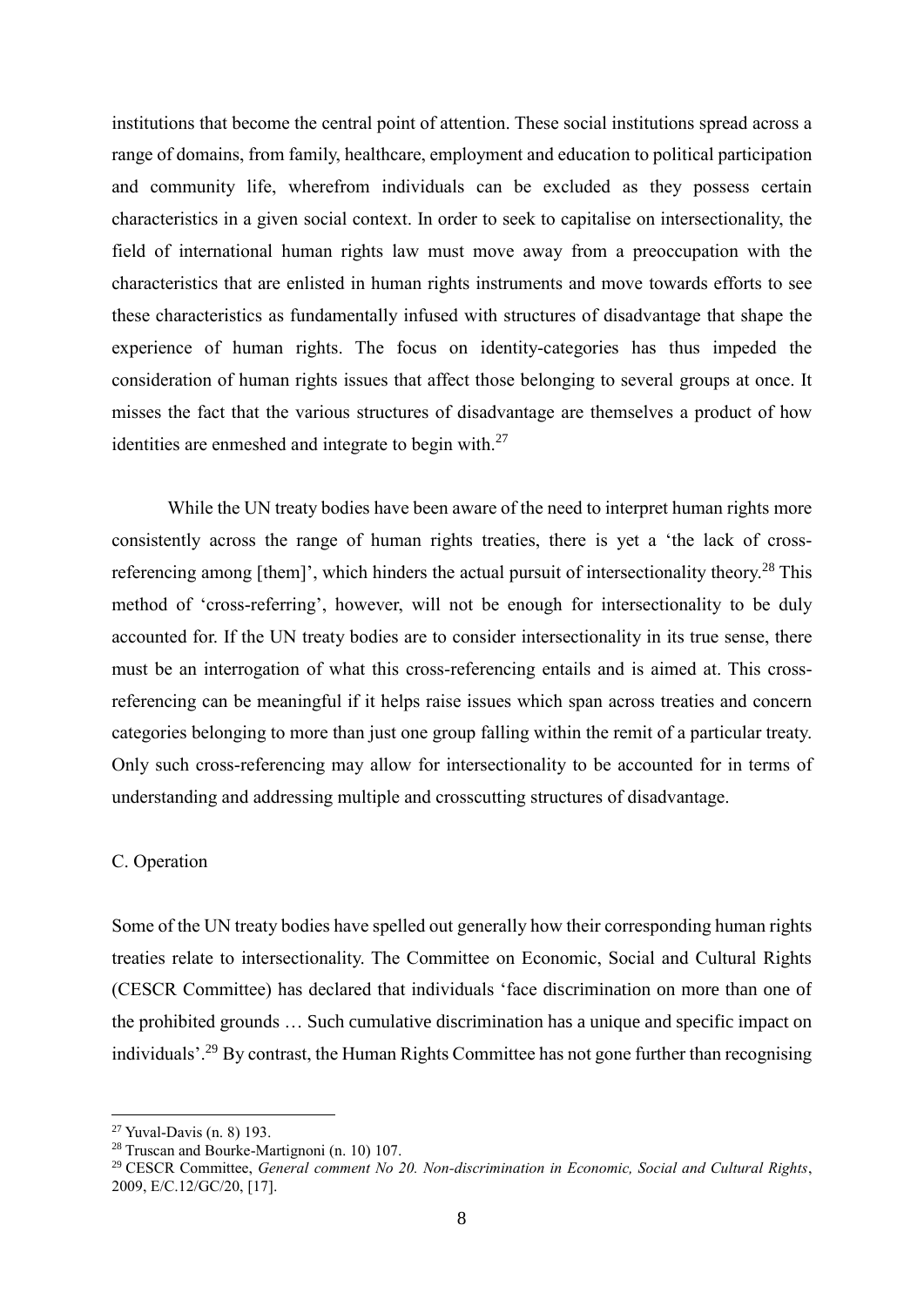institutions that become the central point of attention. These social institutions spread across a range of domains, from family, healthcare, employment and education to political participation and community life, wherefrom individuals can be excluded as they possess certain characteristics in a given social context. In order to seek to capitalise on intersectionality, the field of international human rights law must move away from a preoccupation with the characteristics that are enlisted in human rights instruments and move towards efforts to see these characteristics as fundamentally infused with structures of disadvantage that shape the experience of human rights. The focus on identity-categories has thus impeded the consideration of human rights issues that affect those belonging to several groups at once. It misses the fact that the various structures of disadvantage are themselves a product of how identities are enmeshed and integrate to begin with.[27]

While the UN treaty bodies have been aware of the need to interpret human rights more consistently across the range of human rights treaties, there is yet a 'the lack of cross-referencing among [them]', which hinders the actual pursuit of intersectionality theory.[28] This method of 'cross-referring', however, will not be enough for intersectionality to be duly accounted for. If the UN treaty bodies are to consider intersectionality in its true sense, there must be an interrogation of what this cross-referencing entails and is aimed at. This cross-referencing can be meaningful if it helps raise issues which span across treaties and concern categories belonging to more than just one group falling within the remit of a particular treaty. Only such cross-referencing may allow for intersectionality to be accounted for in terms of understanding and addressing multiple and crosscutting structures of disadvantage.

### C. Operation

Some of the UN treaty bodies have spelled out generally how their corresponding human rights treaties relate to intersectionality. The Committee on Economic, Social and Cultural Rights (CESCR Committee) has declared that individuals 'face discrimination on more than one of the prohibited grounds … Such cumulative discrimination has a unique and specific impact on individuals'.[29] By contrast, the Human Rights Committee has not gone further than recognising

---

[27] Yuval-Davis (n. 8) 193.

[28] Truscan and Bourke-Martignoni (n. 10) 107.

[29] CESCR Committee, *General comment No 20. Non-discrimination in Economic, Social and Cultural Rights*, 2009, E/C.12/GC/20, [17].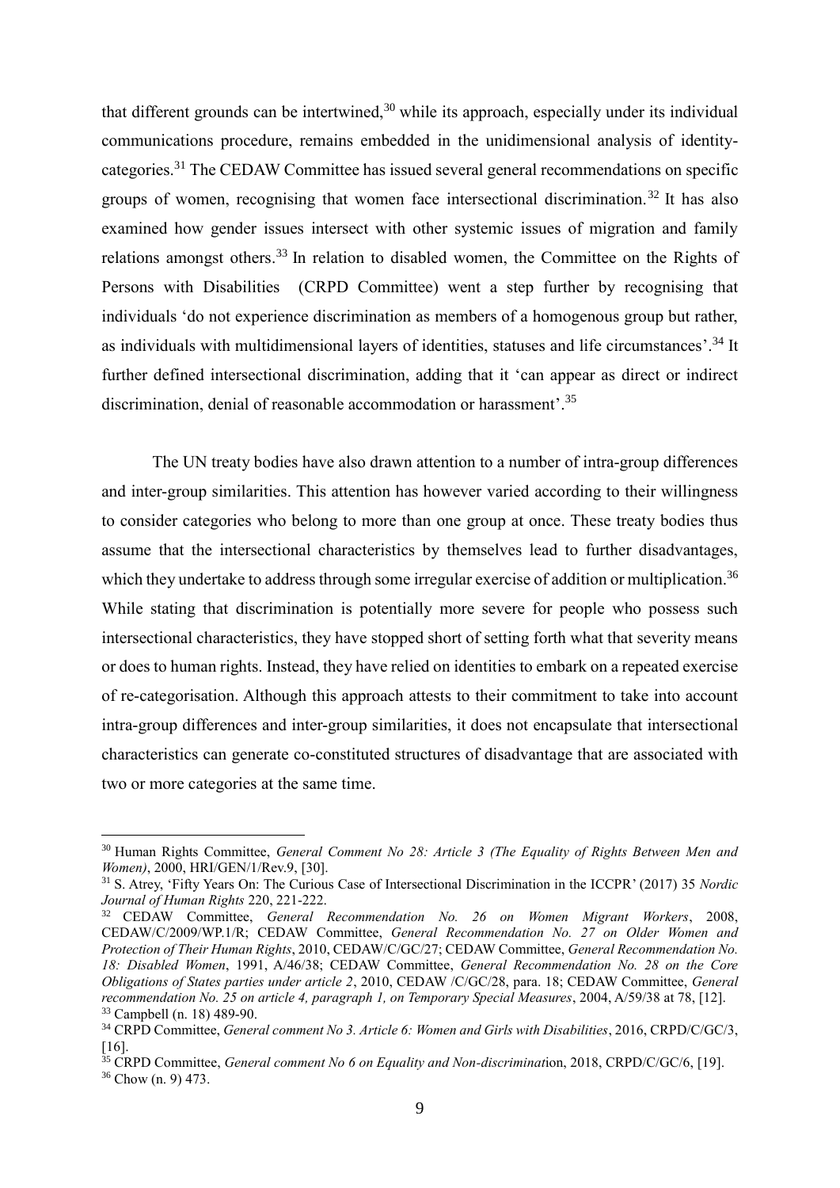that different grounds can be intertwined,[30] while its approach, especially under its individual communications procedure, remains embedded in the unidimensional analysis of identity-categories.[31] The CEDAW Committee has issued several general recommendations on specific groups of women, recognising that women face intersectional discrimination.[32] It has also examined how gender issues intersect with other systemic issues of migration and family relations amongst others.[33] In relation to disabled women, the Committee on the Rights of Persons with Disabilities (CRPD Committee) went a step further by recognising that individuals 'do not experience discrimination as members of a homogenous group but rather, as individuals with multidimensional layers of identities, statuses and life circumstances'.[34] It further defined intersectional discrimination, adding that it 'can appear as direct or indirect discrimination, denial of reasonable accommodation or harassment'.[35]

The UN treaty bodies have also drawn attention to a number of intra-group differences and inter-group similarities. This attention has however varied according to their willingness to consider categories who belong to more than one group at once. These treaty bodies thus assume that the intersectional characteristics by themselves lead to further disadvantages, which they undertake to address through some irregular exercise of addition or multiplication.[36] While stating that discrimination is potentially more severe for people who possess such intersectional characteristics, they have stopped short of setting forth what that severity means or does to human rights. Instead, they have relied on identities to embark on a repeated exercise of re-categorisation. Although this approach attests to their commitment to take into account intra-group differences and inter-group similarities, it does not encapsulate that intersectional characteristics can generate co-constituted structures of disadvantage that are associated with two or more categories at the same time.

---

[30] Human Rights Committee, *General Comment No 28: Article 3 (The Equality of Rights Between Men and Women)*, 2000, HRI/GEN/1/Rev.9, [30].

[31] S. Atrey, 'Fifty Years On: The Curious Case of Intersectional Discrimination in the ICCPR' (2017) 35 *Nordic Journal of Human Rights* 220, 221-222.

[32] CEDAW Committee, *General Recommendation No. 26 on Women Migrant Workers*, 2008, CEDAW/C/2009/WP.1/R; CEDAW Committee, *General Recommendation No. 27 on Older Women and Protection of Their Human Rights*, 2010, CEDAW/C/GC/27; CEDAW Committee, *General Recommendation No. 18: Disabled Women*, 1991, A/46/38; CEDAW Committee, *General Recommendation No. 28 on the Core Obligations of States parties under article 2*, 2010, CEDAW /C/GC/28, para. 18; CEDAW Committee, *General recommendation No. 25 on article 4, paragraph 1, on Temporary Special Measures*, 2004, A/59/38 at 78, [12].

[33] Campbell (n. 18) 489-90.

[34] CRPD Committee, *General comment No 3. Article 6: Women and Girls with Disabilities*, 2016, CRPD/C/GC/3, [16].

[35] CRPD Committee, *General comment No 6 on Equality and Non-discrimination*, 2018, CRPD/C/GC/6, [19].

[36] Chow (n. 9) 473.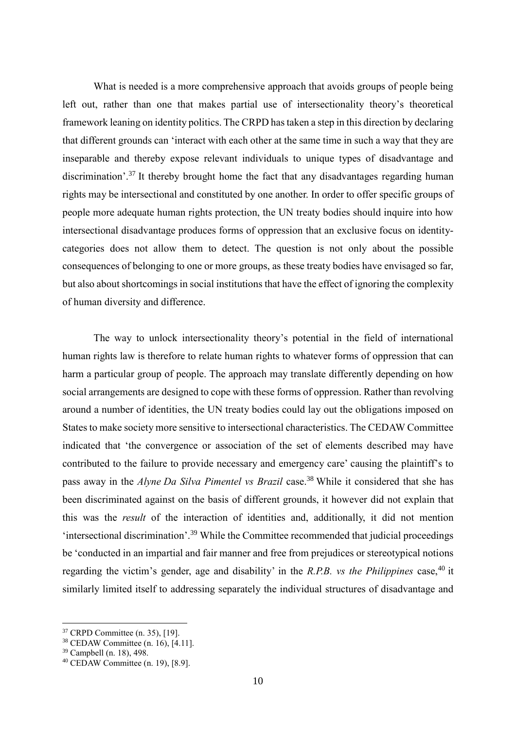What is needed is a more comprehensive approach that avoids groups of people being left out, rather than one that makes partial use of intersectionality theory's theoretical framework leaning on identity politics. The CRPD has taken a step in this direction by declaring that different grounds can 'interact with each other at the same time in such a way that they are inseparable and thereby expose relevant individuals to unique types of disadvantage and discrimination'.[37] It thereby brought home the fact that any disadvantages regarding human rights may be intersectional and constituted by one another. In order to offer specific groups of people more adequate human rights protection, the UN treaty bodies should inquire into how intersectional disadvantage produces forms of oppression that an exclusive focus on identity-categories does not allow them to detect. The question is not only about the possible consequences of belonging to one or more groups, as these treaty bodies have envisaged so far, but also about shortcomings in social institutions that have the effect of ignoring the complexity of human diversity and difference.

The way to unlock intersectionality theory's potential in the field of international human rights law is therefore to relate human rights to whatever forms of oppression that can harm a particular group of people. The approach may translate differently depending on how social arrangements are designed to cope with these forms of oppression. Rather than revolving around a number of identities, the UN treaty bodies could lay out the obligations imposed on States to make society more sensitive to intersectional characteristics. The CEDAW Committee indicated that 'the convergence or association of the set of elements described may have contributed to the failure to provide necessary and emergency care' causing the plaintiff's to pass away in the *Alyne Da Silva Pimentel vs Brazil* case.[38] While it considered that she has been discriminated against on the basis of different grounds, it however did not explain that this was the *result* of the interaction of identities and, additionally, it did not mention 'intersectional discrimination'.[39] While the Committee recommended that judicial proceedings be 'conducted in an impartial and fair manner and free from prejudices or stereotypical notions regarding the victim's gender, age and disability' in the *R.P.B. vs the Philippines* case,[40] it similarly limited itself to addressing separately the individual structures of disadvantage and

[37] CRPD Committee (n. 35), [19].

[38] CEDAW Committee (n. 16), [4.11].

[39] Campbell (n. 18), 498.

[40] CEDAW Committee (n. 19), [8.9].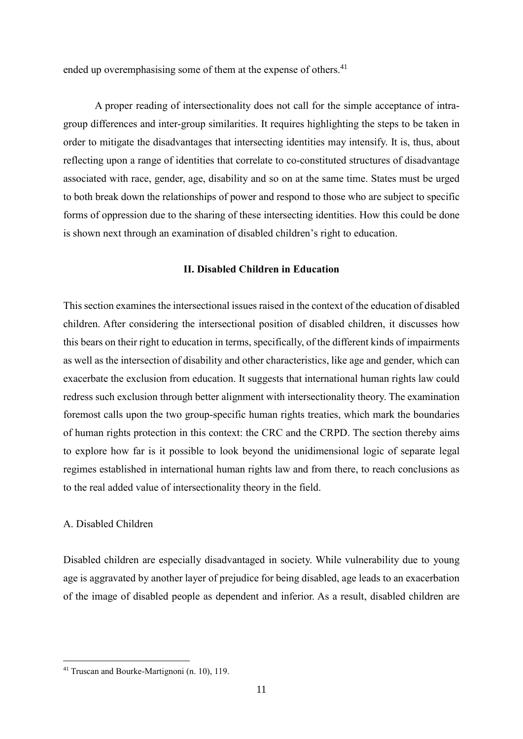ended up overemphasising some of them at the expense of others.[41]

A proper reading of intersectionality does not call for the simple acceptance of intra-group differences and inter-group similarities. It requires highlighting the steps to be taken in order to mitigate the disadvantages that intersecting identities may intensify. It is, thus, about reflecting upon a range of identities that correlate to co-constituted structures of disadvantage associated with race, gender, age, disability and so on at the same time. States must be urged to both break down the relationships of power and respond to those who are subject to specific forms of oppression due to the sharing of these intersecting identities. How this could be done is shown next through an examination of disabled children's right to education.

## II. Disabled Children in Education

This section examines the intersectional issues raised in the context of the education of disabled children. After considering the intersectional position of disabled children, it discusses how this bears on their right to education in terms, specifically, of the different kinds of impairments as well as the intersection of disability and other characteristics, like age and gender, which can exacerbate the exclusion from education. It suggests that international human rights law could redress such exclusion through better alignment with intersectionality theory. The examination foremost calls upon the two group-specific human rights treaties, which mark the boundaries of human rights protection in this context: the CRC and the CRPD. The section thereby aims to explore how far is it possible to look beyond the unidimensional logic of separate legal regimes established in international human rights law and from there, to reach conclusions as to the real added value of intersectionality theory in the field.

### A. Disabled Children

Disabled children are especially disadvantaged in society. While vulnerability due to young age is aggravated by another layer of prejudice for being disabled, age leads to an exacerbation of the image of disabled people as dependent and inferior. As a result, disabled children are

---

[41] Truscan and Bourke-Martignoni (n. 10), 119.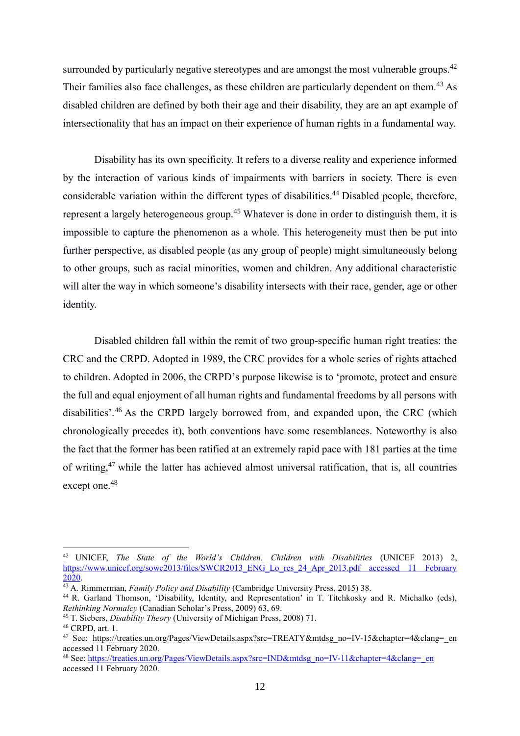surrounded by particularly negative stereotypes and are amongst the most vulnerable groups.[42] Their families also face challenges, as these children are particularly dependent on them.[43] As disabled children are defined by both their age and their disability, they are an apt example of intersectionality that has an impact on their experience of human rights in a fundamental way.

Disability has its own specificity. It refers to a diverse reality and experience informed by the interaction of various kinds of impairments with barriers in society. There is even considerable variation within the different types of disabilities.[44] Disabled people, therefore, represent a largely heterogeneous group.[45] Whatever is done in order to distinguish them, it is impossible to capture the phenomenon as a whole. This heterogeneity must then be put into further perspective, as disabled people (as any group of people) might simultaneously belong to other groups, such as racial minorities, women and children. Any additional characteristic will alter the way in which someone's disability intersects with their race, gender, age or other identity.

Disabled children fall within the remit of two group-specific human right treaties: the CRC and the CRPD. Adopted in 1989, the CRC provides for a whole series of rights attached to children. Adopted in 2006, the CRPD's purpose likewise is to 'promote, protect and ensure the full and equal enjoyment of all human rights and fundamental freedoms by all persons with disabilities'.[46] As the CRPD largely borrowed from, and expanded upon, the CRC (which chronologically precedes it), both conventions have some resemblances. Noteworthy is also the fact that the former has been ratified at an extremely rapid pace with 181 parties at the time of writing,[47] while the latter has achieved almost universal ratification, that is, all countries except one.[48]

---

[42] UNICEF, *The State of the World's Children. Children with Disabilities* (UNICEF 2013) 2, https://www.unicef.org/sowc2013/files/SWCR2013_ENG_Lo_res_24_Apr_2013.pdf accessed 11 February 2020.

[43] A. Rimmerman, *Family Policy and Disability* (Cambridge University Press, 2015) 38.

[44] R. Garland Thomson, 'Disability, Identity, and Representation' in T. Titchkosky and R. Michalko (eds), *Rethinking Normalcy* (Canadian Scholar's Press, 2009) 63, 69.

[45] T. Siebers, *Disability Theory* (University of Michigan Press, 2008) 71.

[46] CRPD, art. 1.

[47] See: https://treaties.un.org/Pages/ViewDetails.aspx?src=TREATY&mtdsg_no=IV-15&chapter=4&clang=_en accessed 11 February 2020.

[48] See: https://treaties.un.org/Pages/ViewDetails.aspx?src=IND&mtdsg_no=IV-11&chapter=4&clang=_en accessed 11 February 2020.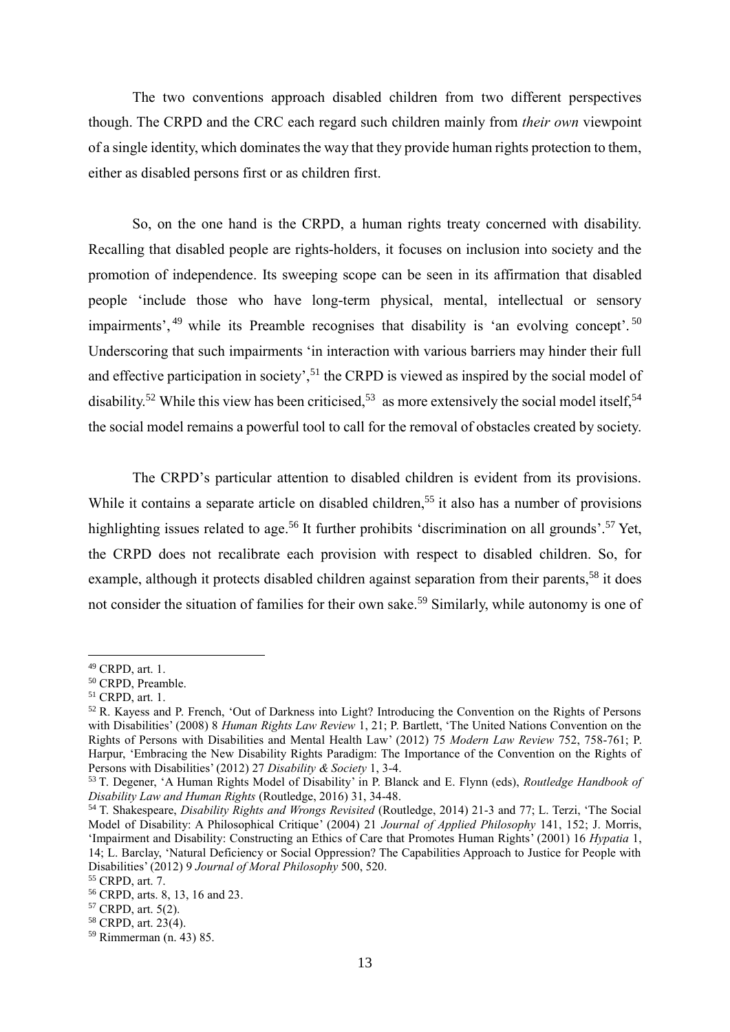The two conventions approach disabled children from two different perspectives though. The CRPD and the CRC each regard such children mainly from *their own* viewpoint of a single identity, which dominates the way that they provide human rights protection to them, either as disabled persons first or as children first.

So, on the one hand is the CRPD, a human rights treaty concerned with disability. Recalling that disabled people are rights-holders, it focuses on inclusion into society and the promotion of independence. Its sweeping scope can be seen in its affirmation that disabled people 'include those who have long-term physical, mental, intellectual or sensory impairments',[49] while its Preamble recognises that disability is 'an evolving concept'.[50] Underscoring that such impairments 'in interaction with various barriers may hinder their full and effective participation in society',[51] the CRPD is viewed as inspired by the social model of disability.[52] While this view has been criticised,[53] as more extensively the social model itself,[54] the social model remains a powerful tool to call for the removal of obstacles created by society.

The CRPD's particular attention to disabled children is evident from its provisions. While it contains a separate article on disabled children,[55] it also has a number of provisions highlighting issues related to age.[56] It further prohibits 'discrimination on all grounds'.[57] Yet, the CRPD does not recalibrate each provision with respect to disabled children. So, for example, although it protects disabled children against separation from their parents,[58] it does not consider the situation of families for their own sake.[59] Similarly, while autonomy is one of

---

[49] CRPD, art. 1.

[50] CRPD, Preamble.

[51] CRPD, art. 1.

[52] R. Kayess and P. French, 'Out of Darkness into Light? Introducing the Convention on the Rights of Persons with Disabilities' (2008) 8 *Human Rights Law Review* 1, 21; P. Bartlett, 'The United Nations Convention on the Rights of Persons with Disabilities and Mental Health Law' (2012) 75 *Modern Law Review* 752, 758-761; P. Harpur, 'Embracing the New Disability Rights Paradigm: The Importance of the Convention on the Rights of Persons with Disabilities' (2012) 27 *Disability & Society* 1, 3-4.

[53] T. Degener, 'A Human Rights Model of Disability' in P. Blanck and E. Flynn (eds), *Routledge Handbook of Disability Law and Human Rights* (Routledge, 2016) 31, 34-48.

[54] T. Shakespeare, *Disability Rights and Wrongs Revisited* (Routledge, 2014) 21-3 and 77; L. Terzi, 'The Social Model of Disability: A Philosophical Critique' (2004) 21 *Journal of Applied Philosophy* 141, 152; J. Morris, 'Impairment and Disability: Constructing an Ethics of Care that Promotes Human Rights' (2001) 16 *Hypatia* 1, 14; L. Barclay, 'Natural Deficiency or Social Oppression? The Capabilities Approach to Justice for People with Disabilities' (2012) 9 *Journal of Moral Philosophy* 500, 520.

[55] CRPD, art. 7.

[56] CRPD, arts. 8, 13, 16 and 23.

[57] CRPD, art. 5(2).

[58] CRPD, art. 23(4).

[59] Rimmerman (n. 43) 85.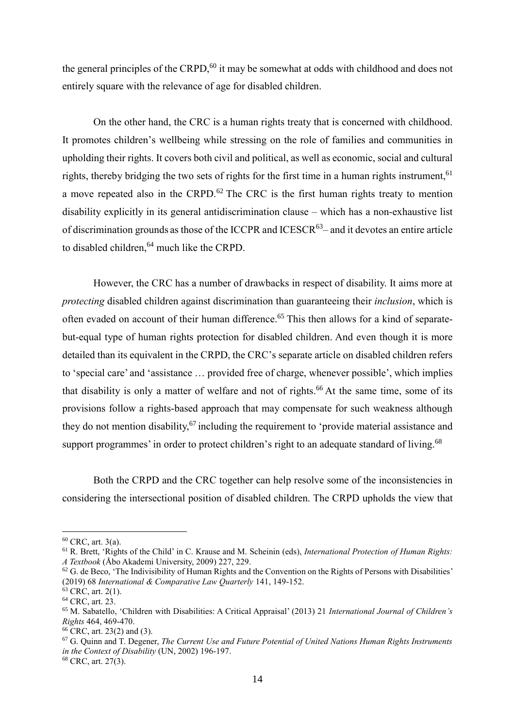the general principles of the CRPD,[60] it may be somewhat at odds with childhood and does not entirely square with the relevance of age for disabled children.

On the other hand, the CRC is a human rights treaty that is concerned with childhood. It promotes children's wellbeing while stressing on the role of families and communities in upholding their rights. It covers both civil and political, as well as economic, social and cultural rights, thereby bridging the two sets of rights for the first time in a human rights instrument,[61] a move repeated also in the CRPD.[62] The CRC is the first human rights treaty to mention disability explicitly in its general antidiscrimination clause – which has a non-exhaustive list of discrimination grounds as those of the ICCPR and ICESCR[63]– and it devotes an entire article to disabled children,[64] much like the CRPD.

However, the CRC has a number of drawbacks in respect of disability. It aims more at *protecting* disabled children against discrimination than guaranteeing their *inclusion*, which is often evaded on account of their human difference.[65] This then allows for a kind of separate-but-equal type of human rights protection for disabled children. And even though it is more detailed than its equivalent in the CRPD, the CRC's separate article on disabled children refers to 'special care' and 'assistance … provided free of charge, whenever possible', which implies that disability is only a matter of welfare and not of rights.[66] At the same time, some of its provisions follow a rights-based approach that may compensate for such weakness although they do not mention disability,[67] including the requirement to 'provide material assistance and support programmes' in order to protect children's right to an adequate standard of living.[68]

Both the CRPD and the CRC together can help resolve some of the inconsistencies in considering the intersectional position of disabled children. The CRPD upholds the view that

---

[60] CRC, art. 3(a).

[61] R. Brett, 'Rights of the Child' in C. Krause and M. Scheinin (eds), *International Protection of Human Rights: A Textbook* (Åbo Akademi University, 2009) 227, 229.

[62] G. de Beco, 'The Indivisibility of Human Rights and the Convention on the Rights of Persons with Disabilities' (2019) 68 *International & Comparative Law Quarterly* 141, 149-152.

[63] CRC, art. 2(1).

[64] CRC, art. 23.

[65] M. Sabatello, 'Children with Disabilities: A Critical Appraisal' (2013) 21 *International Journal of Children's Rights* 464, 469-470.

[66] CRC, art. 23(2) and (3).

[67] G. Quinn and T. Degener, *The Current Use and Future Potential of United Nations Human Rights Instruments in the Context of Disability* (UN, 2002) 196-197.

[68] CRC, art. 27(3).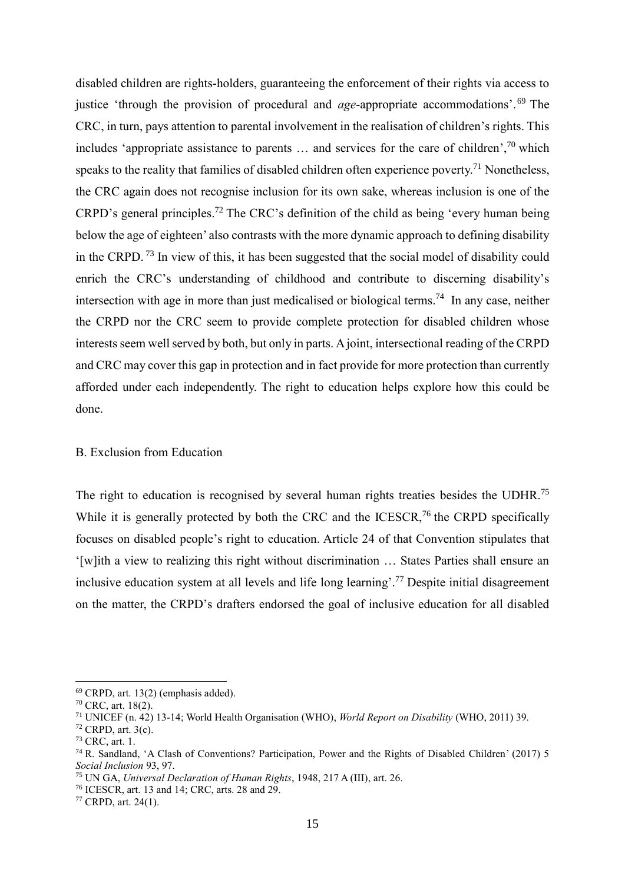disabled children are rights-holders, guaranteeing the enforcement of their rights via access to justice 'through the provision of procedural and *age*-appropriate accommodations'.[69] The CRC, in turn, pays attention to parental involvement in the realisation of children's rights. This includes 'appropriate assistance to parents … and services for the care of children',[70] which speaks to the reality that families of disabled children often experience poverty.[71] Nonetheless, the CRC again does not recognise inclusion for its own sake, whereas inclusion is one of the CRPD's general principles.[72] The CRC's definition of the child as being 'every human being below the age of eighteen' also contrasts with the more dynamic approach to defining disability in the CRPD.[73] In view of this, it has been suggested that the social model of disability could enrich the CRC's understanding of childhood and contribute to discerning disability's intersection with age in more than just medicalised or biological terms.[74] In any case, neither the CRPD nor the CRC seem to provide complete protection for disabled children whose interests seem well served by both, but only in parts. A joint, intersectional reading of the CRPD and CRC may cover this gap in protection and in fact provide for more protection than currently afforded under each independently. The right to education helps explore how this could be done.

B. Exclusion from Education

The right to education is recognised by several human rights treaties besides the UDHR.[75] While it is generally protected by both the CRC and the ICESCR,[76] the CRPD specifically focuses on disabled people's right to education. Article 24 of that Convention stipulates that '[w]ith a view to realizing this right without discrimination … States Parties shall ensure an inclusive education system at all levels and life long learning'.[77] Despite initial disagreement on the matter, the CRPD's drafters endorsed the goal of inclusive education for all disabled

---

[69] CRPD, art. 13(2) (emphasis added).
[70] CRC, art. 18(2).
[71] UNICEF (n. 42) 13-14; World Health Organisation (WHO), *World Report on Disability* (WHO, 2011) 39.
[72] CRPD, art. 3(c).
[73] CRC, art. 1.
[74] R. Sandland, 'A Clash of Conventions? Participation, Power and the Rights of Disabled Children' (2017) 5 *Social Inclusion* 93, 97.
[75] UN GA, *Universal Declaration of Human Rights*, 1948, 217 A (III), art. 26.
[76] ICESCR, art. 13 and 14; CRC, arts. 28 and 29.
[77] CRPD, art. 24(1).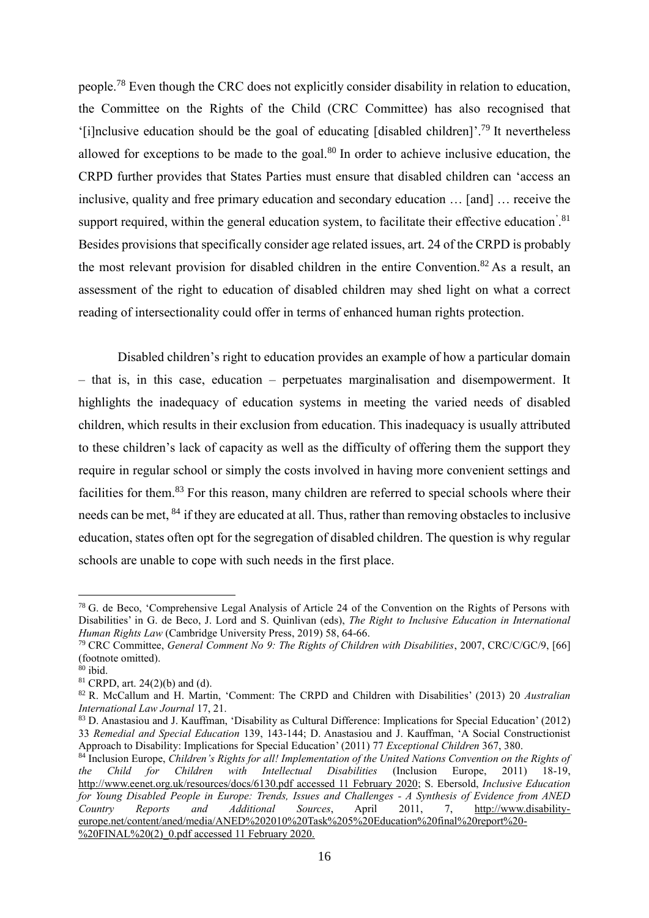people.[78] Even though the CRC does not explicitly consider disability in relation to education, the Committee on the Rights of the Child (CRC Committee) has also recognised that '[i]nclusive education should be the goal of educating [disabled children]'.[79] It nevertheless allowed for exceptions to be made to the goal.[80] In order to achieve inclusive education, the CRPD further provides that States Parties must ensure that disabled children can 'access an inclusive, quality and free primary education and secondary education … [and] … receive the support required, within the general education system, to facilitate their effective education'.[81] Besides provisions that specifically consider age related issues, art. 24 of the CRPD is probably the most relevant provision for disabled children in the entire Convention.[82] As a result, an assessment of the right to education of disabled children may shed light on what a correct reading of intersectionality could offer in terms of enhanced human rights protection.

Disabled children's right to education provides an example of how a particular domain – that is, in this case, education – perpetuates marginalisation and disempowerment. It highlights the inadequacy of education systems in meeting the varied needs of disabled children, which results in their exclusion from education. This inadequacy is usually attributed to these children's lack of capacity as well as the difficulty of offering them the support they require in regular school or simply the costs involved in having more convenient settings and facilities for them.[83] For this reason, many children are referred to special schools where their needs can be met, [84] if they are educated at all. Thus, rather than removing obstacles to inclusive education, states often opt for the segregation of disabled children. The question is why regular schools are unable to cope with such needs in the first place.

---

[78] G. de Beco, 'Comprehensive Legal Analysis of Article 24 of the Convention on the Rights of Persons with Disabilities' in G. de Beco, J. Lord and S. Quinlivan (eds), *The Right to Inclusive Education in International Human Rights Law* (Cambridge University Press, 2019) 58, 64-66.

[79] CRC Committee, *General Comment No 9: The Rights of Children with Disabilities*, 2007, CRC/C/GC/9, [66] (footnote omitted).

[80] ibid.

[81] CRPD, art. 24(2)(b) and (d).

[82] R. McCallum and H. Martin, 'Comment: The CRPD and Children with Disabilities' (2013) 20 *Australian International Law Journal* 17, 21.

[83] D. Anastasiou and J. Kauffman, 'Disability as Cultural Difference: Implications for Special Education' (2012) 33 *Remedial and Special Education* 139, 143-144; D. Anastasiou and J. Kauffman, 'A Social Constructionist Approach to Disability: Implications for Special Education' (2011) 77 *Exceptional Children* 367, 380.

[84] Inclusion Europe, *Children's Rights for all! Implementation of the United Nations Convention on the Rights of the Child for Children with Intellectual Disabilities* (Inclusion Europe, 2011) 18-19, http://www.eenet.org.uk/resources/docs/6130.pdf accessed 11 February 2020; S. Ebersold, *Inclusive Education for Young Disabled People in Europe: Trends, Issues and Challenges - A Synthesis of Evidence from ANED Country Reports and Additional Sources*, April 2011, 7, http://www.disability-europe.net/content/aned/media/ANED%202010%20Task%205%20Education%20final%20report%20-%20FINAL%20(2)_0.pdf accessed 11 February 2020.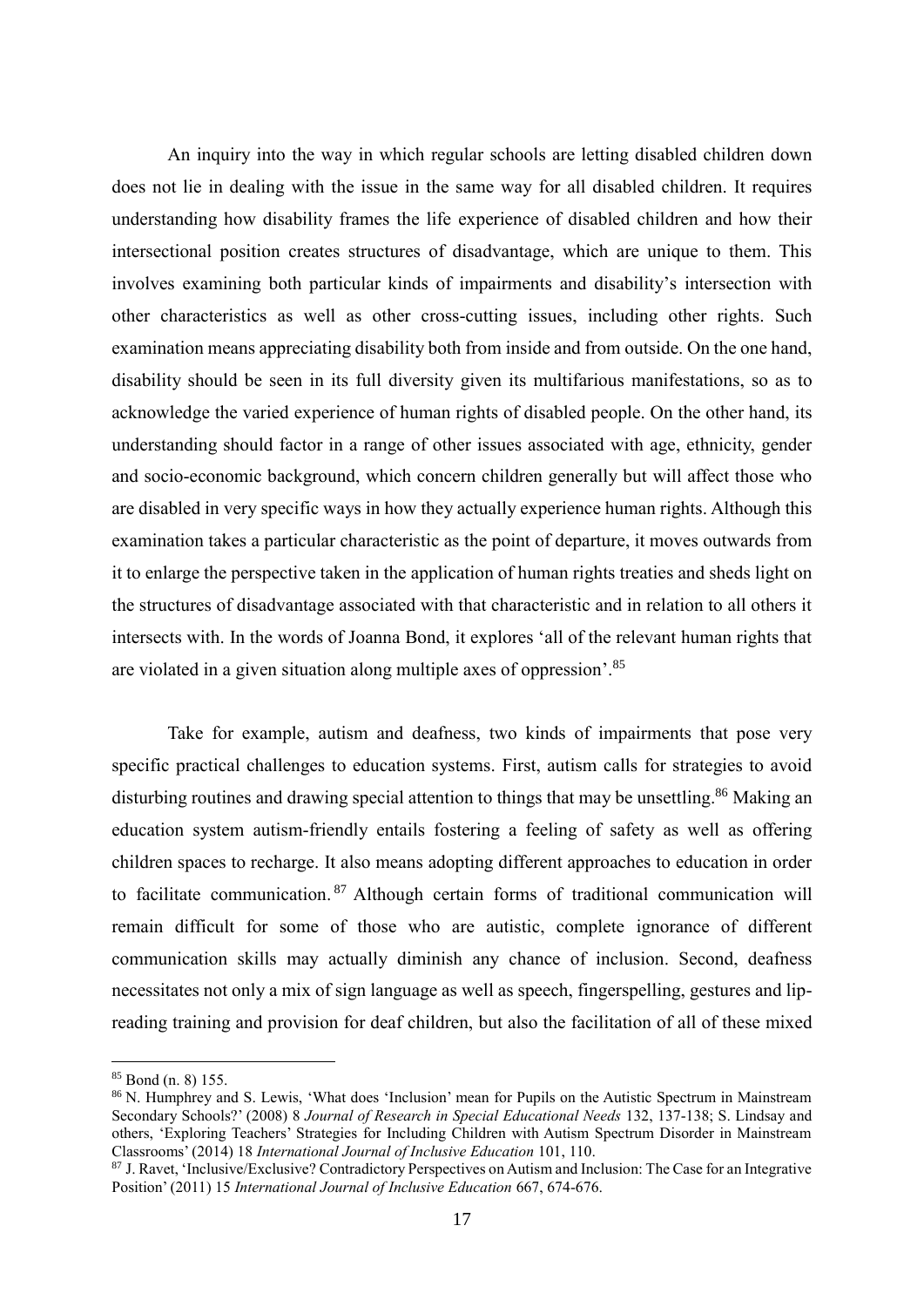An inquiry into the way in which regular schools are letting disabled children down does not lie in dealing with the issue in the same way for all disabled children. It requires understanding how disability frames the life experience of disabled children and how their intersectional position creates structures of disadvantage, which are unique to them. This involves examining both particular kinds of impairments and disability's intersection with other characteristics as well as other cross-cutting issues, including other rights. Such examination means appreciating disability both from inside and from outside. On the one hand, disability should be seen in its full diversity given its multifarious manifestations, so as to acknowledge the varied experience of human rights of disabled people. On the other hand, its understanding should factor in a range of other issues associated with age, ethnicity, gender and socio-economic background, which concern children generally but will affect those who are disabled in very specific ways in how they actually experience human rights. Although this examination takes a particular characteristic as the point of departure, it moves outwards from it to enlarge the perspective taken in the application of human rights treaties and sheds light on the structures of disadvantage associated with that characteristic and in relation to all others it intersects with. In the words of Joanna Bond, it explores 'all of the relevant human rights that are violated in a given situation along multiple axes of oppression'.[85]

Take for example, autism and deafness, two kinds of impairments that pose very specific practical challenges to education systems. First, autism calls for strategies to avoid disturbing routines and drawing special attention to things that may be unsettling.[86] Making an education system autism-friendly entails fostering a feeling of safety as well as offering children spaces to recharge. It also means adopting different approaches to education in order to facilitate communication.[87] Although certain forms of traditional communication will remain difficult for some of those who are autistic, complete ignorance of different communication skills may actually diminish any chance of inclusion. Second, deafness necessitates not only a mix of sign language as well as speech, fingerspelling, gestures and lip-reading training and provision for deaf children, but also the facilitation of all of these mixed

---

[85] Bond (n. 8) 155.

[86] N. Humphrey and S. Lewis, 'What does 'Inclusion' mean for Pupils on the Autistic Spectrum in Mainstream Secondary Schools?' (2008) 8 *Journal of Research in Special Educational Needs* 132, 137-138; S. Lindsay and others, 'Exploring Teachers' Strategies for Including Children with Autism Spectrum Disorder in Mainstream Classrooms' (2014) 18 *International Journal of Inclusive Education* 101, 110.

[87] J. Ravet, 'Inclusive/Exclusive? Contradictory Perspectives on Autism and Inclusion: The Case for an Integrative Position' (2011) 15 *International Journal of Inclusive Education* 667, 674-676.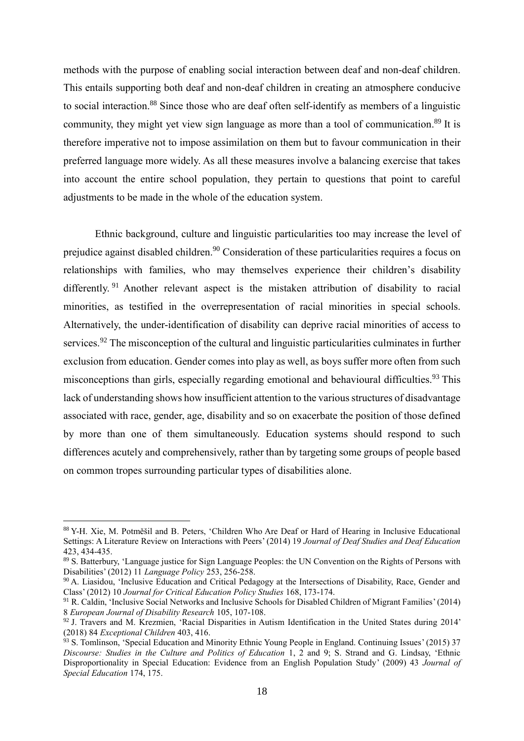methods with the purpose of enabling social interaction between deaf and non-deaf children. This entails supporting both deaf and non-deaf children in creating an atmosphere conducive to social interaction.[88] Since those who are deaf often self-identify as members of a linguistic community, they might yet view sign language as more than a tool of communication.[89] It is therefore imperative not to impose assimilation on them but to favour communication in their preferred language more widely. As all these measures involve a balancing exercise that takes into account the entire school population, they pertain to questions that point to careful adjustments to be made in the whole of the education system.

Ethnic background, culture and linguistic particularities too may increase the level of prejudice against disabled children.[90] Consideration of these particularities requires a focus on relationships with families, who may themselves experience their children's disability differently.[91] Another relevant aspect is the mistaken attribution of disability to racial minorities, as testified in the overrepresentation of racial minorities in special schools. Alternatively, the under-identification of disability can deprive racial minorities of access to services.[92] The misconception of the cultural and linguistic particularities culminates in further exclusion from education. Gender comes into play as well, as boys suffer more often from such misconceptions than girls, especially regarding emotional and behavioural difficulties.[93] This lack of understanding shows how insufficient attention to the various structures of disadvantage associated with race, gender, age, disability and so on exacerbate the position of those defined by more than one of them simultaneously. Education systems should respond to such differences acutely and comprehensively, rather than by targeting some groups of people based on common tropes surrounding particular types of disabilities alone.

---

[88] Y-H. Xie, M. Potměšil and B. Peters, 'Children Who Are Deaf or Hard of Hearing in Inclusive Educational Settings: A Literature Review on Interactions with Peers' (2014) 19 *Journal of Deaf Studies and Deaf Education* 423, 434-435.

[89] S. Batterbury, 'Language justice for Sign Language Peoples: the UN Convention on the Rights of Persons with Disabilities' (2012) 11 *Language Policy* 253, 256-258.

[90] A. Liasidou, 'Inclusive Education and Critical Pedagogy at the Intersections of Disability, Race, Gender and Class' (2012) 10 *Journal for Critical Education Policy Studies* 168, 173-174.

[91] R. Caldin, 'Inclusive Social Networks and Inclusive Schools for Disabled Children of Migrant Families' (2014) 8 *European Journal of Disability Research* 105, 107-108.

[92] J. Travers and M. Krezmien, 'Racial Disparities in Autism Identification in the United States during 2014' (2018) 84 *Exceptional Children* 403, 416.

[93] S. Tomlinson, 'Special Education and Minority Ethnic Young People in England. Continuing Issues' (2015) 37 *Discourse: Studies in the Culture and Politics of Education* 1, 2 and 9; S. Strand and G. Lindsay, 'Ethnic Disproportionality in Special Education: Evidence from an English Population Study' (2009) 43 *Journal of Special Education* 174, 175.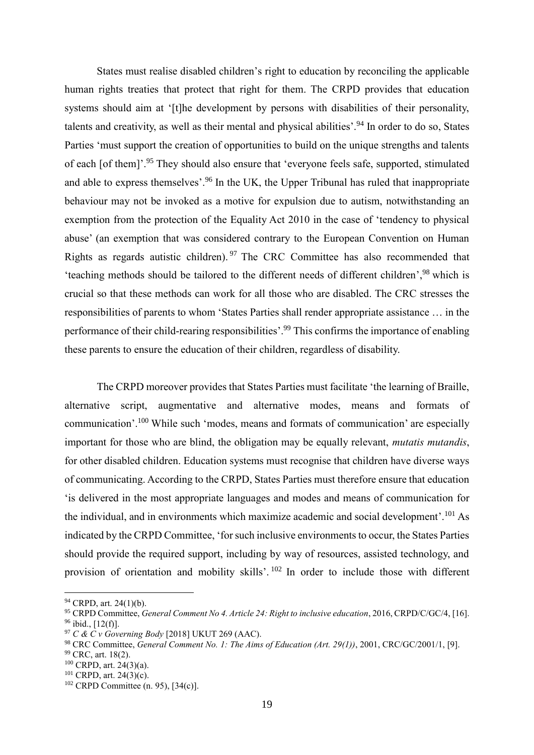States must realise disabled children's right to education by reconciling the applicable human rights treaties that protect that right for them. The CRPD provides that education systems should aim at '[t]he development by persons with disabilities of their personality, talents and creativity, as well as their mental and physical abilities'.[94] In order to do so, States Parties 'must support the creation of opportunities to build on the unique strengths and talents of each [of them]'.[95] They should also ensure that 'everyone feels safe, supported, stimulated and able to express themselves'.[96] In the UK, the Upper Tribunal has ruled that inappropriate behaviour may not be invoked as a motive for expulsion due to autism, notwithstanding an exemption from the protection of the Equality Act 2010 in the case of 'tendency to physical abuse' (an exemption that was considered contrary to the European Convention on Human Rights as regards autistic children).[97] The CRC Committee has also recommended that 'teaching methods should be tailored to the different needs of different children',[98] which is crucial so that these methods can work for all those who are disabled. The CRC stresses the responsibilities of parents to whom 'States Parties shall render appropriate assistance … in the performance of their child-rearing responsibilities'.[99] This confirms the importance of enabling these parents to ensure the education of their children, regardless of disability.

The CRPD moreover provides that States Parties must facilitate 'the learning of Braille, alternative script, augmentative and alternative modes, means and formats of communication'.[100] While such 'modes, means and formats of communication' are especially important for those who are blind, the obligation may be equally relevant, *mutatis mutandis*, for other disabled children. Education systems must recognise that children have diverse ways of communicating. According to the CRPD, States Parties must therefore ensure that education 'is delivered in the most appropriate languages and modes and means of communication for the individual, and in environments which maximize academic and social development'.[101] As indicated by the CRPD Committee, 'for such inclusive environments to occur, the States Parties should provide the required support, including by way of resources, assisted technology, and provision of orientation and mobility skills'.[102] In order to include those with different

---

[94] CRPD, art. 24(1)(b).

[95] CRPD Committee, *General Comment No 4. Article 24: Right to inclusive education*, 2016, CRPD/C/GC/4, [16].

[96] ibid., [12(f)].

[97] *C & C v Governing Body* [2018] UKUT 269 (AAC).

[98] CRC Committee, *General Comment No. 1: The Aims of Education (Art. 29(1))*, 2001, CRC/GC/2001/1, [9].

[99] CRC, art. 18(2).

[100] CRPD, art. 24(3)(a).

[101] CRPD, art. 24(3)(c).

[102] CRPD Committee (n. 95), [34(c)].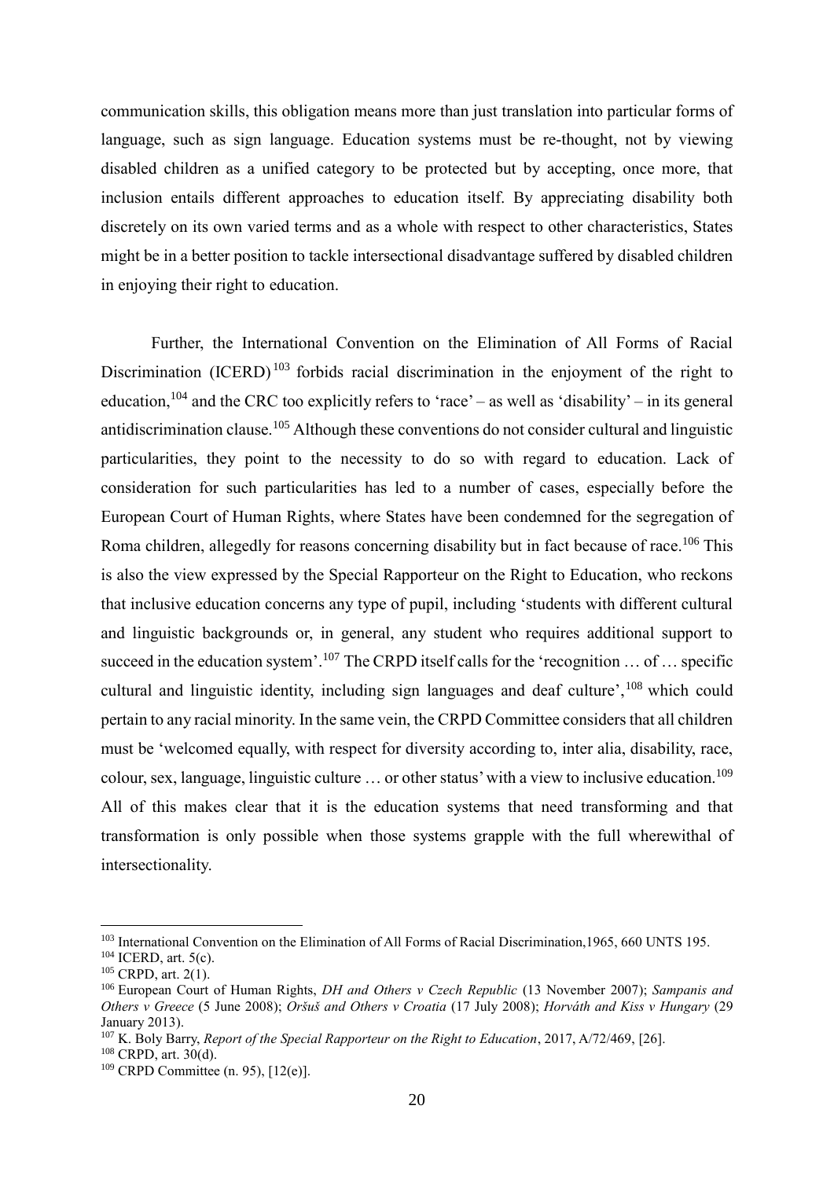communication skills, this obligation means more than just translation into particular forms of language, such as sign language. Education systems must be re-thought, not by viewing disabled children as a unified category to be protected but by accepting, once more, that inclusion entails different approaches to education itself. By appreciating disability both discretely on its own varied terms and as a whole with respect to other characteristics, States might be in a better position to tackle intersectional disadvantage suffered by disabled children in enjoying their right to education.

Further, the International Convention on the Elimination of All Forms of Racial Discrimination (ICERD)[103] forbids racial discrimination in the enjoyment of the right to education,[104] and the CRC too explicitly refers to 'race' – as well as 'disability' – in its general antidiscrimination clause.[105] Although these conventions do not consider cultural and linguistic particularities, they point to the necessity to do so with regard to education. Lack of consideration for such particularities has led to a number of cases, especially before the European Court of Human Rights, where States have been condemned for the segregation of Roma children, allegedly for reasons concerning disability but in fact because of race.[106] This is also the view expressed by the Special Rapporteur on the Right to Education, who reckons that inclusive education concerns any type of pupil, including 'students with different cultural and linguistic backgrounds or, in general, any student who requires additional support to succeed in the education system'.[107] The CRPD itself calls for the 'recognition … of … specific cultural and linguistic identity, including sign languages and deaf culture',[108] which could pertain to any racial minority. In the same vein, the CRPD Committee considers that all children must be 'welcomed equally, with respect for diversity according to, inter alia, disability, race, colour, sex, language, linguistic culture … or other status' with a view to inclusive education.[109] All of this makes clear that it is the education systems that need transforming and that transformation is only possible when those systems grapple with the full wherewithal of intersectionality.

---

[103] International Convention on the Elimination of All Forms of Racial Discrimination,1965, 660 UNTS 195.

[104] ICERD, art. 5(c).

[105] CRPD, art. 2(1).

[106] European Court of Human Rights, *DH and Others v Czech Republic* (13 November 2007); *Sampanis and Others v Greece* (5 June 2008); *Oršuš and Others v Croatia* (17 July 2008); *Horváth and Kiss v Hungary* (29 January 2013).

[107] K. Boly Barry, *Report of the Special Rapporteur on the Right to Education*, 2017, A/72/469, [26].

[108] CRPD, art. 30(d).

[109] CRPD Committee (n. 95), [12(e)].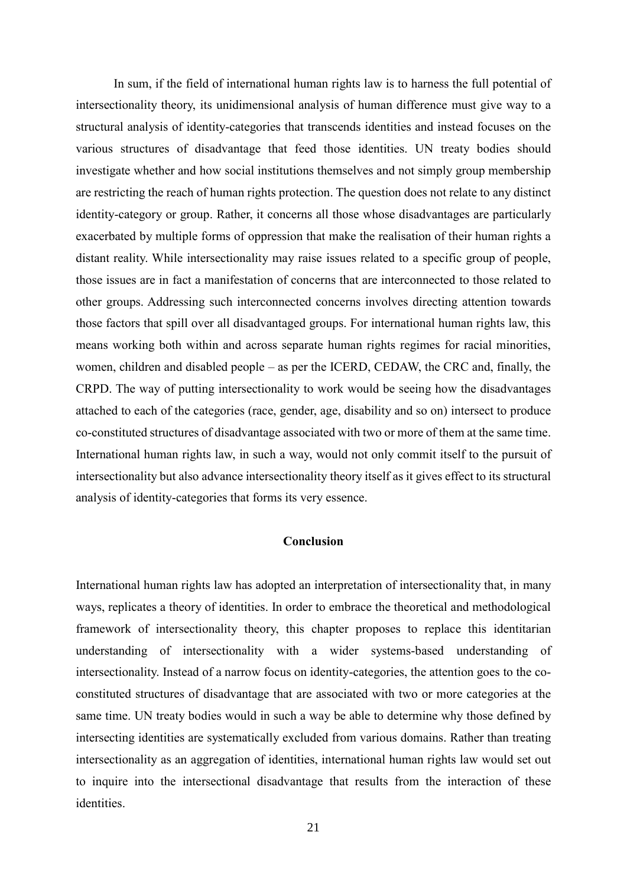In sum, if the field of international human rights law is to harness the full potential of intersectionality theory, its unidimensional analysis of human difference must give way to a structural analysis of identity-categories that transcends identities and instead focuses on the various structures of disadvantage that feed those identities. UN treaty bodies should investigate whether and how social institutions themselves and not simply group membership are restricting the reach of human rights protection. The question does not relate to any distinct identity-category or group. Rather, it concerns all those whose disadvantages are particularly exacerbated by multiple forms of oppression that make the realisation of their human rights a distant reality. While intersectionality may raise issues related to a specific group of people, those issues are in fact a manifestation of concerns that are interconnected to those related to other groups. Addressing such interconnected concerns involves directing attention towards those factors that spill over all disadvantaged groups. For international human rights law, this means working both within and across separate human rights regimes for racial minorities, women, children and disabled people – as per the ICERD, CEDAW, the CRC and, finally, the CRPD. The way of putting intersectionality to work would be seeing how the disadvantages attached to each of the categories (race, gender, age, disability and so on) intersect to produce co-constituted structures of disadvantage associated with two or more of them at the same time. International human rights law, in such a way, would not only commit itself to the pursuit of intersectionality but also advance intersectionality theory itself as it gives effect to its structural analysis of identity-categories that forms its very essence.

## Conclusion

International human rights law has adopted an interpretation of intersectionality that, in many ways, replicates a theory of identities. In order to embrace the theoretical and methodological framework of intersectionality theory, this chapter proposes to replace this identitarian understanding of intersectionality with a wider systems-based understanding of intersectionality. Instead of a narrow focus on identity-categories, the attention goes to the co-constituted structures of disadvantage that are associated with two or more categories at the same time. UN treaty bodies would in such a way be able to determine why those defined by intersecting identities are systematically excluded from various domains. Rather than treating intersectionality as an aggregation of identities, international human rights law would set out to inquire into the intersectional disadvantage that results from the interaction of these identities.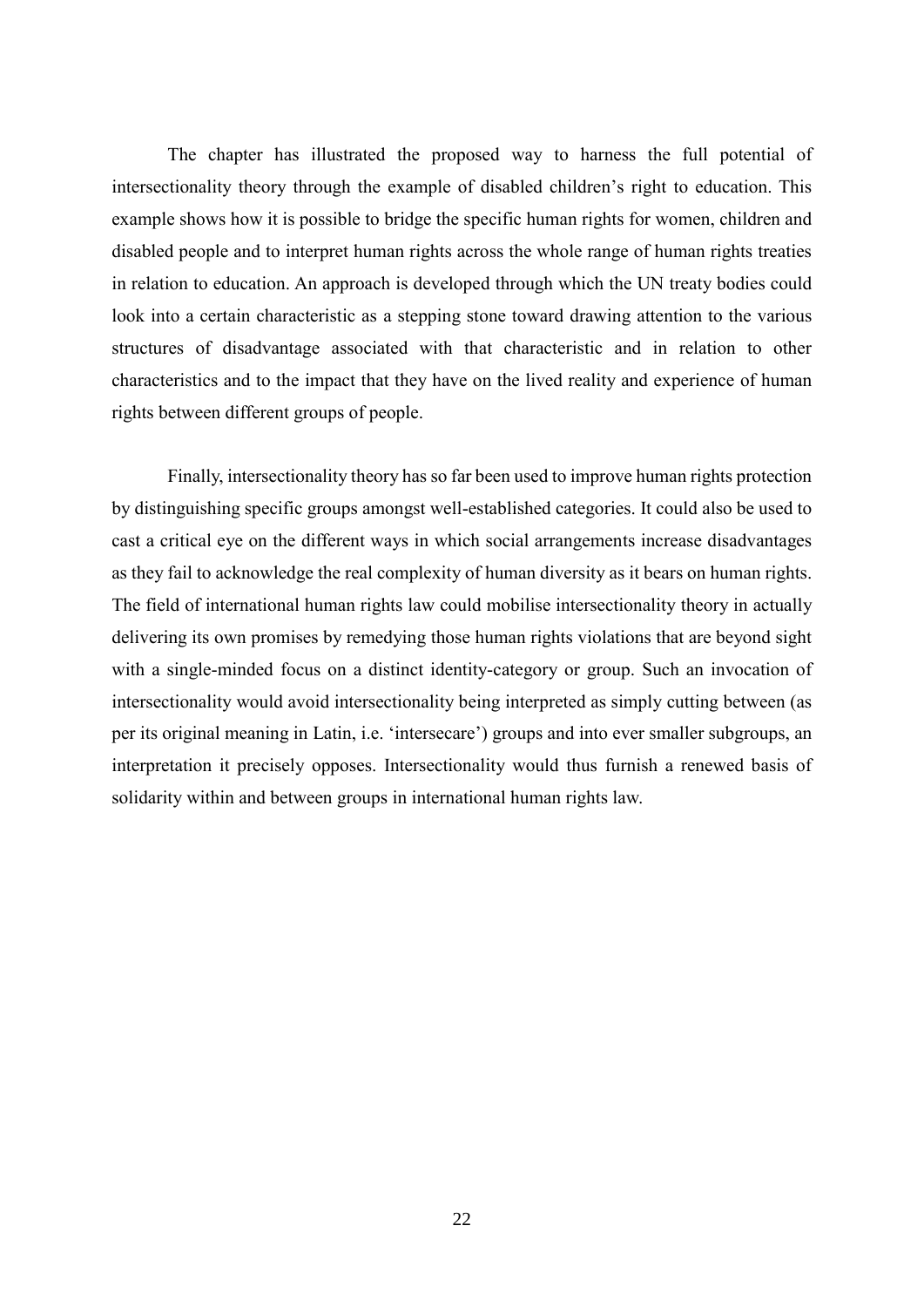The chapter has illustrated the proposed way to harness the full potential of intersectionality theory through the example of disabled children's right to education. This example shows how it is possible to bridge the specific human rights for women, children and disabled people and to interpret human rights across the whole range of human rights treaties in relation to education. An approach is developed through which the UN treaty bodies could look into a certain characteristic as a stepping stone toward drawing attention to the various structures of disadvantage associated with that characteristic and in relation to other characteristics and to the impact that they have on the lived reality and experience of human rights between different groups of people.

Finally, intersectionality theory has so far been used to improve human rights protection by distinguishing specific groups amongst well-established categories. It could also be used to cast a critical eye on the different ways in which social arrangements increase disadvantages as they fail to acknowledge the real complexity of human diversity as it bears on human rights. The field of international human rights law could mobilise intersectionality theory in actually delivering its own promises by remedying those human rights violations that are beyond sight with a single-minded focus on a distinct identity-category or group. Such an invocation of intersectionality would avoid intersectionality being interpreted as simply cutting between (as per its original meaning in Latin, i.e. 'intersecare') groups and into ever smaller subgroups, an interpretation it precisely opposes. Intersectionality would thus furnish a renewed basis of solidarity within and between groups in international human rights law.